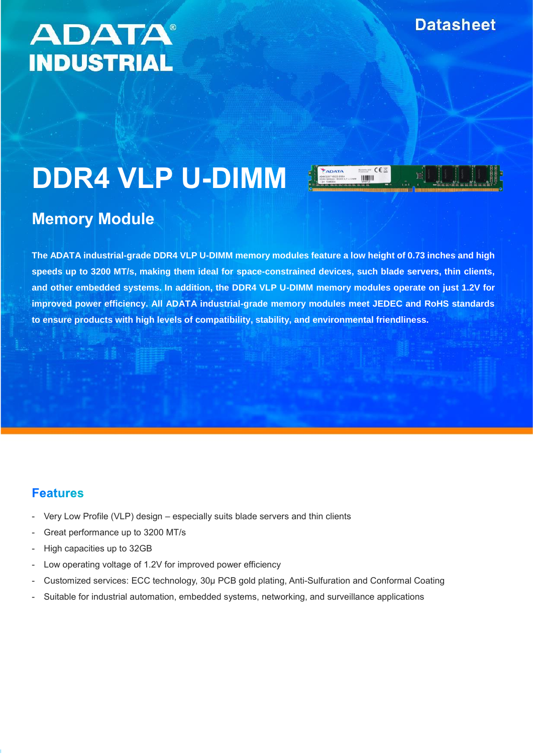ADATA® INDUSTRIAL

Datasheet

# DDR4 VLP U-DIMM

## Memory Module

**The ADATA industrial-grade DDR4 VLP U-DIMM memory modules feature a low height of 0.73 inches and high speeds up to 3200 MT/s, making them ideal for space-constrained devices, such blade servers, thin clients, and other embedded systems. In addition, the DDR4 VLP U-DIMM memory modules operate on just 1.2V for improved power efficiency. All ADATA industrial-grade memory modules meet JEDEC and RoHS standards to ensure products with high levels of compatibility, stability, and environmental friendliness.**

## Features

- Very Low Profile (VLP) design – especially suits blade servers and thin clients
- Great performance up to 3200 MT/s
- High capacities up to 32GB
- Low operating voltage of 1.2V for improved power efficiency
- Customized services: ECC technology, 30μ PCB gold plating, Anti-Sulfuration and Conformal Coating
- Suitable for industrial automation, embedded systems, networking, and surveillance applications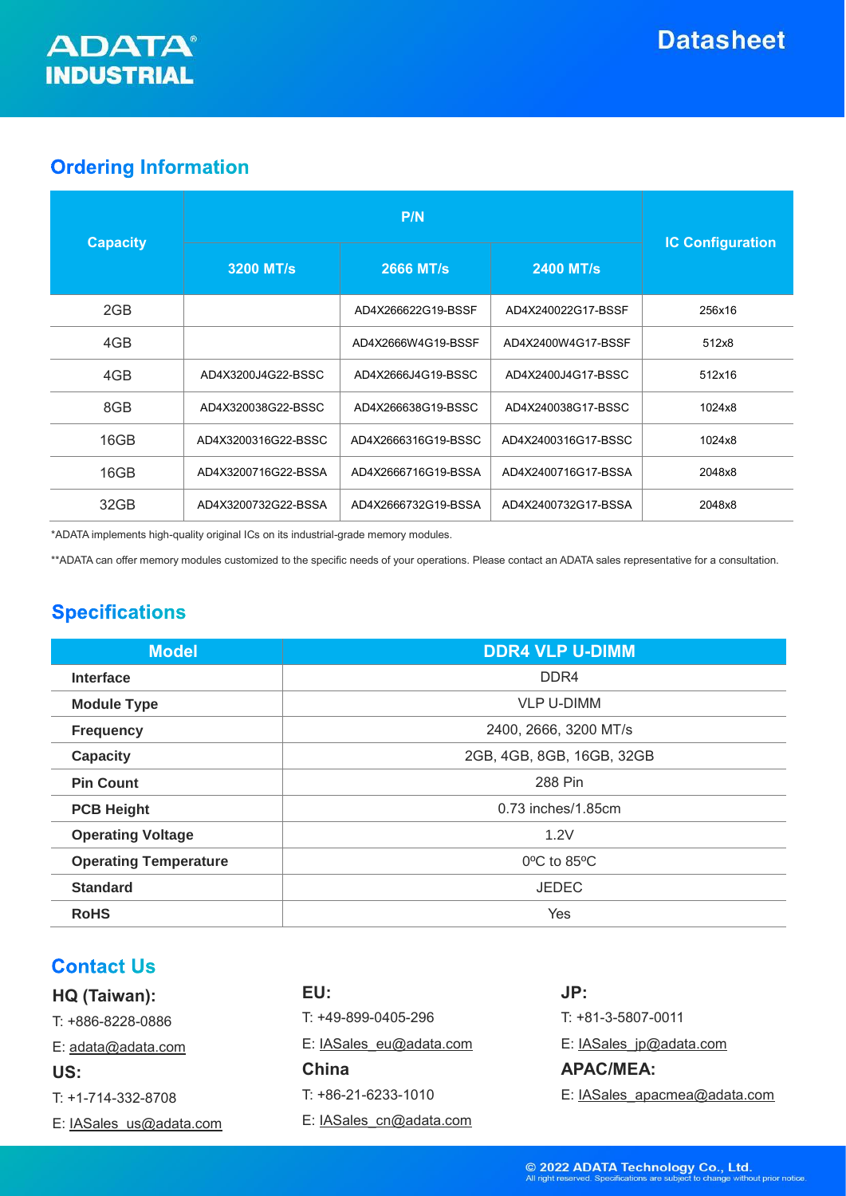## Ordering Information

| Capacity | P/N | | | IC Configuration |
|---|---|---|---|---|
| | 3200 MT/s | 2666 MT/s | 2400 MT/s | |
| 2GB | | AD4X266622G19-BSSF | AD4X240022G17-BSSF | 256x16 |
| 4GB | | AD4X2666W4G19-BSSF | AD4X2400W4G17-BSSF | 512x8 |
| 4GB | AD4X3200J4G22-BSSC | AD4X2666J4G19-BSSC | AD4X2400J4G17-BSSC | 512x16 |
| 8GB | AD4X320038G22-BSSC | AD4X266638G19-BSSC | AD4X240038G17-BSSC | 1024x8 |
| 16GB | AD4X3200316G22-BSSC | AD4X2666316G19-BSSC | AD4X2400316G17-BSSC | 1024x8 |
| 16GB | AD4X3200716G22-BSSA | AD4X2666716G19-BSSA | AD4X2400716G17-BSSA | 2048x8 |
| 32GB | AD4X3200732G22-BSSA | AD4X2666732G19-BSSA | AD4X2400732G17-BSSA | 2048x8 |

*ADATA implements high-quality original ICs on its industrial-grade memory modules.

**ADATA can offer memory modules customized to the specific needs of your operations. Please contact an ADATA sales representative for a consultation.

## Specifications

| Model | DDR4 VLP U-DIMM |
|---|---|
| **Interface** | DDR4 |
| **Module Type** | VLP U-DIMM |
| **Frequency** | 2400, 2666, 3200 MT/s |
| **Capacity** | 2GB, 4GB, 8GB, 16GB, 32GB |
| **Pin Count** | 288 Pin |
| **PCB Height** | 0.73 inches/1.85cm |
| **Operating Voltage** | 1.2V |
| **Operating Temperature** | 0ºC to 85ºC |
| **Standard** | JEDEC |
| **RoHS** | Yes |

## Contact Us

**HQ (Taiwan):**

T: +886-8228-0886

E: adata@adata.com

**US:**

T: +1-714-332-8708

E: IASales_us@adata.com

**EU:**

T: +49-899-0405-296

E: IASales_eu@adata.com

**China**

T: +86-21-6233-1010

E: IASales_cn@adata.com

**JP:**

T: +81-3-5807-0011

E: IASales_jp@adata.com

**APAC/MEA:**

E: IASales_apacmea@adata.com

© 2022 ADATA Technology Co., Ltd.
All right reserved. Specifications are subject to change without prior notice.